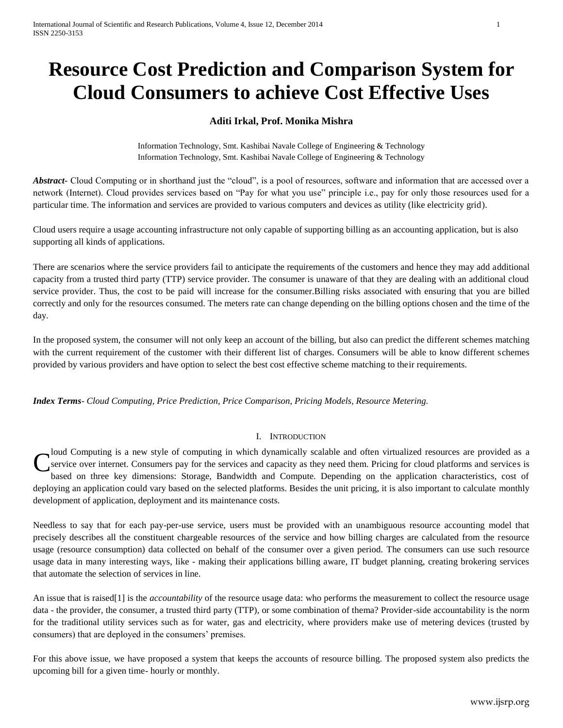# Resource Cost Prediction and Comparison System for Cloud Consumers to achieve Cost Effective Uses

**Aditi Irkal, Prof. Monika Mishra**

Information Technology, Smt. Kashibai Navale College of Engineering & Technology
Information Technology, Smt. Kashibai Navale College of Engineering & Technology

***Abstract-*** Cloud Computing or in shorthand just the "cloud", is a pool of resources, software and information that are accessed over a network (Internet). Cloud provides services based on "Pay for what you use" principle i.e., pay for only those resources used for a particular time. The information and services are provided to various computers and devices as utility (like electricity grid).

Cloud users require a usage accounting infrastructure not only capable of supporting billing as an accounting application, but is also supporting all kinds of applications.

There are scenarios where the service providers fail to anticipate the requirements of the customers and hence they may add additional capacity from a trusted third party (TTP) service provider. The consumer is unaware of that they are dealing with an additional cloud service provider. Thus, the cost to be paid will increase for the consumer.Billing risks associated with ensuring that you are billed correctly and only for the resources consumed. The meters rate can change depending on the billing options chosen and the time of the day.

In the proposed system, the consumer will not only keep an account of the billing, but also can predict the different schemes matching with the current requirement of the customer with their different list of charges. Consumers will be able to know different schemes provided by various providers and have option to select the best cost effective scheme matching to their requirements.

***Index Terms-*** *Cloud Computing, Price Prediction, Price Comparison, Pricing Models, Resource Metering.*

## I. Introduction

Cloud Computing is a new style of computing in which dynamically scalable and often virtualized resources are provided as a service over internet. Consumers pay for the services and capacity as they need them. Pricing for cloud platforms and services is based on three key dimensions: Storage, Bandwidth and Compute. Depending on the application characteristics, cost of deploying an application could vary based on the selected platforms. Besides the unit pricing, it is also important to calculate monthly development of application, deployment and its maintenance costs.

Needless to say that for each pay-per-use service, users must be provided with an unambiguous resource accounting model that precisely describes all the constituent chargeable resources of the service and how billing charges are calculated from the resource usage (resource consumption) data collected on behalf of the consumer over a given period. The consumers can use such resource usage data in many interesting ways, like - making their applications billing aware, IT budget planning, creating brokering services that automate the selection of services in line.

An issue that is raised[1] is the *accountability* of the resource usage data: who performs the measurement to collect the resource usage data - the provider, the consumer, a trusted third party (TTP), or some combination of thema? Provider-side accountability is the norm for the traditional utility services such as for water, gas and electricity, where providers make use of metering devices (trusted by consumers) that are deployed in the consumers' premises.

For this above issue, we have proposed a system that keeps the accounts of resource billing. The proposed system also predicts the upcoming bill for a given time- hourly or monthly.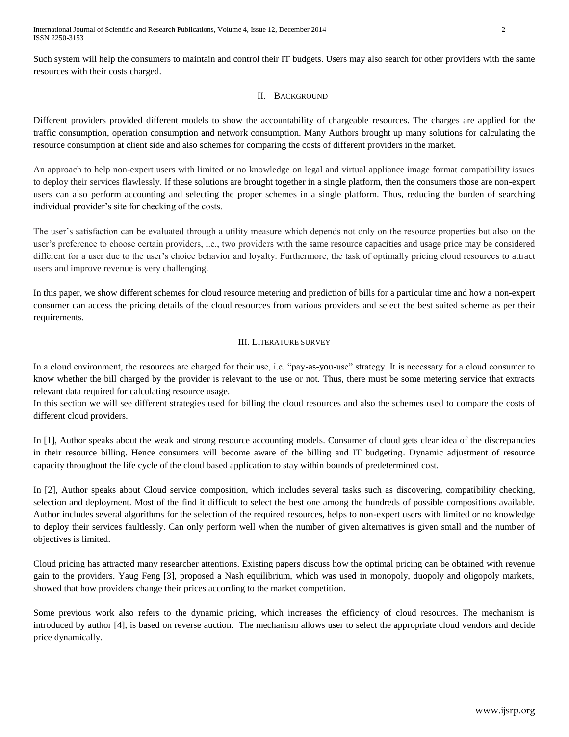Such system will help the consumers to maintain and control their IT budgets. Users may also search for other providers with the same resources with their costs charged.

## II. Background

Different providers provided different models to show the accountability of chargeable resources. The charges are applied for the traffic consumption, operation consumption and network consumption. Many Authors brought up many solutions for calculating the resource consumption at client side and also schemes for comparing the costs of different providers in the market.

An approach to help non-expert users with limited or no knowledge on legal and virtual appliance image format compatibility issues to deploy their services flawlessly. If these solutions are brought together in a single platform, then the consumers those are non-expert users can also perform accounting and selecting the proper schemes in a single platform. Thus, reducing the burden of searching individual provider's site for checking of the costs.

The user's satisfaction can be evaluated through a utility measure which depends not only on the resource properties but also on the user's preference to choose certain providers, i.e., two providers with the same resource capacities and usage price may be considered different for a user due to the user's choice behavior and loyalty. Furthermore, the task of optimally pricing cloud resources to attract users and improve revenue is very challenging.

In this paper, we show different schemes for cloud resource metering and prediction of bills for a particular time and how a non-expert consumer can access the pricing details of the cloud resources from various providers and select the best suited scheme as per their requirements.

## III. Literature survey

In a cloud environment, the resources are charged for their use, i.e. "pay-as-you-use" strategy. It is necessary for a cloud consumer to know whether the bill charged by the provider is relevant to the use or not. Thus, there must be some metering service that extracts relevant data required for calculating resource usage.
In this section we will see different strategies used for billing the cloud resources and also the schemes used to compare the costs of different cloud providers.

In [1], Author speaks about the weak and strong resource accounting models. Consumer of cloud gets clear idea of the discrepancies in their resource billing. Hence consumers will become aware of the billing and IT budgeting. Dynamic adjustment of resource capacity throughout the life cycle of the cloud based application to stay within bounds of predetermined cost.

In [2], Author speaks about Cloud service composition, which includes several tasks such as discovering, compatibility checking, selection and deployment. Most of the find it difficult to select the best one among the hundreds of possible compositions available. Author includes several algorithms for the selection of the required resources, helps to non-expert users with limited or no knowledge to deploy their services faultlessly. Can only perform well when the number of given alternatives is given small and the number of objectives is limited.

Cloud pricing has attracted many researcher attentions. Existing papers discuss how the optimal pricing can be obtained with revenue gain to the providers. Yaug Feng [3], proposed a Nash equilibrium, which was used in monopoly, duopoly and oligopoly markets, showed that how providers change their prices according to the market competition.

Some previous work also refers to the dynamic pricing, which increases the efficiency of cloud resources. The mechanism is introduced by author [4], is based on reverse auction. The mechanism allows user to select the appropriate cloud vendors and decide price dynamically.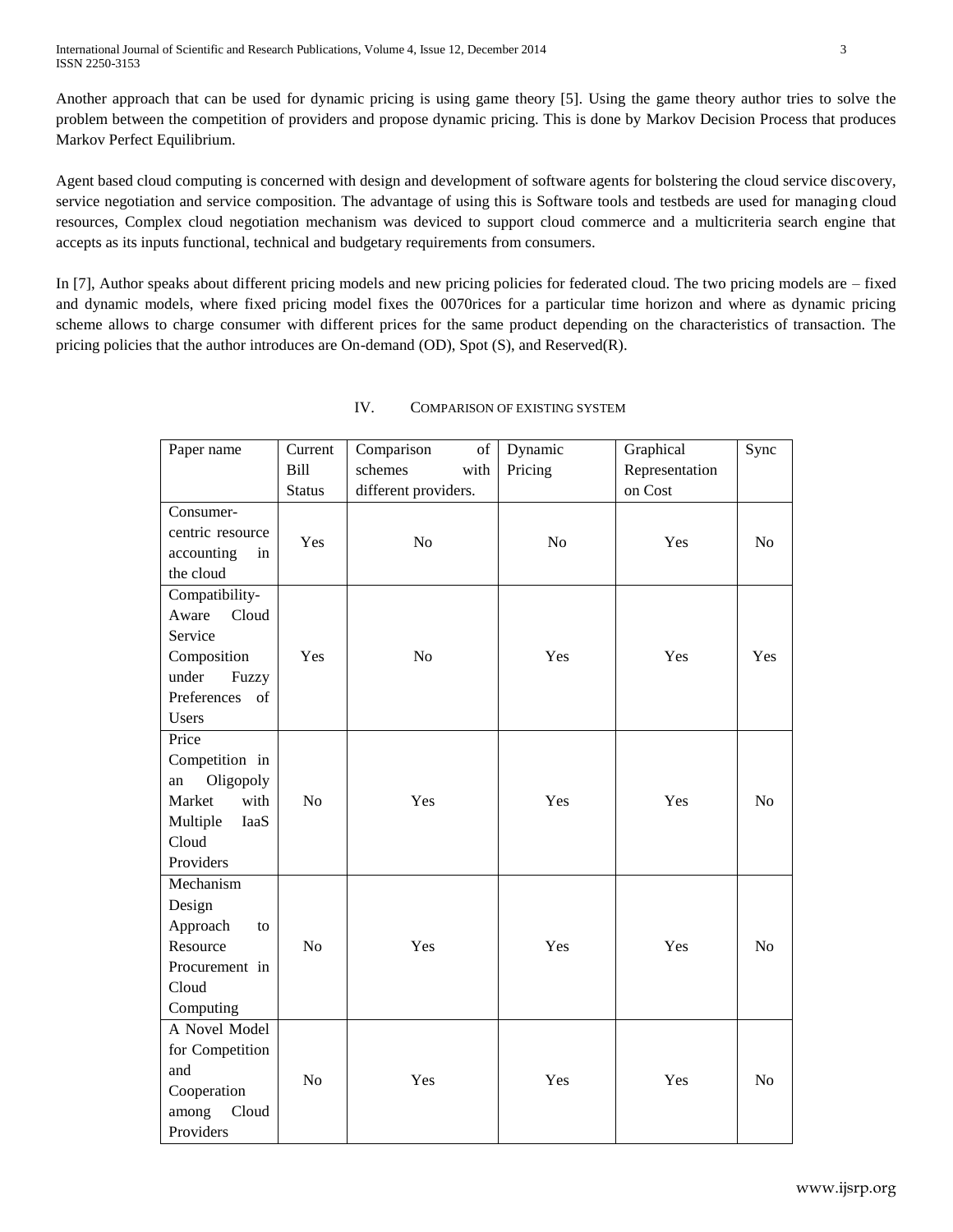Another approach that can be used for dynamic pricing is using game theory [5]. Using the game theory author tries to solve the problem between the competition of providers and propose dynamic pricing. This is done by Markov Decision Process that produces Markov Perfect Equilibrium.

Agent based cloud computing is concerned with design and development of software agents for bolstering the cloud service discovery, service negotiation and service composition. The advantage of using this is Software tools and testbeds are used for managing cloud resources, Complex cloud negotiation mechanism was deviced to support cloud commerce and a multicriteria search engine that accepts as its inputs functional, technical and budgetary requirements from consumers.

In [7], Author speaks about different pricing models and new pricing policies for federated cloud. The two pricing models are – fixed and dynamic models, where fixed pricing model fixes the 0070rices for a particular time horizon and where as dynamic pricing scheme allows to charge consumer with different prices for the same product depending on the characteristics of transaction. The pricing policies that the author introduces are On-demand (OD), Spot (S), and Reserved(R).

## IV. Comparison of Existing System

| Paper name | Current Bill Status | Comparison of schemes with different providers. | Dynamic Pricing | Graphical Representation on Cost | Sync |
|---|---|---|---|---|---|
| Consumer-centric resource accounting in the cloud | Yes | No | No | Yes | No |
| Compatibility-Aware Cloud Service Composition under Fuzzy Preferences of Users | Yes | No | Yes | Yes | Yes |
| Price Competition in an Oligopoly Market with Multiple IaaS Cloud Providers | No | Yes | Yes | Yes | No |
| Mechanism Design Approach to Resource Procurement in Cloud Computing | No | Yes | Yes | Yes | No |
| A Novel Model for Competition and Cooperation among Cloud Providers | No | Yes | Yes | Yes | No |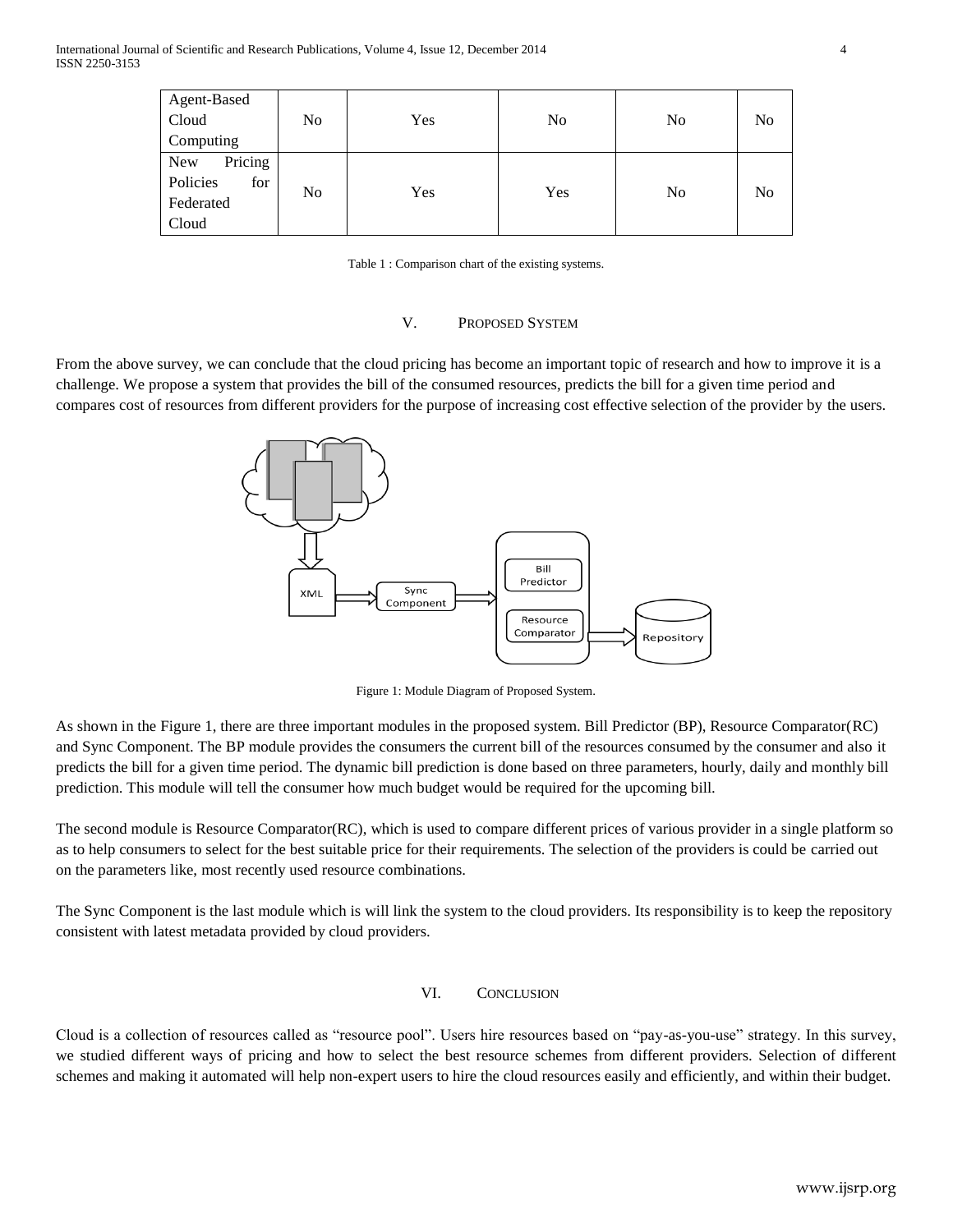| Agent-Based Cloud Computing | No | Yes | No | No | No |
|---|---|---|---|---|---|
| New Pricing Policies for Federated Cloud | No | Yes | Yes | No | No |

Table 1 : Comparison chart of the existing systems.

## V. Proposed System

From the above survey, we can conclude that the cloud pricing has become an important topic of research and how to improve it is a challenge. We propose a system that provides the bill of the consumed resources, predicts the bill for a given time period and compares cost of resources from different providers for the purpose of increasing cost effective selection of the provider by the users.

Figure 1: Module Diagram of Proposed System.

As shown in the Figure 1, there are three important modules in the proposed system. Bill Predictor (BP), Resource Comparator(RC) and Sync Component. The BP module provides the consumers the current bill of the resources consumed by the consumer and also it predicts the bill for a given time period. The dynamic bill prediction is done based on three parameters, hourly, daily and monthly bill prediction. This module will tell the consumer how much budget would be required for the upcoming bill.

The second module is Resource Comparator(RC), which is used to compare different prices of various provider in a single platform so as to help consumers to select for the best suitable price for their requirements. The selection of the providers is could be carried out on the parameters like, most recently used resource combinations.

The Sync Component is the last module which is will link the system to the cloud providers. Its responsibility is to keep the repository consistent with latest metadata provided by cloud providers.

## VI. Conclusion

Cloud is a collection of resources called as "resource pool". Users hire resources based on "pay-as-you-use" strategy. In this survey, we studied different ways of pricing and how to select the best resource schemes from different providers. Selection of different schemes and making it automated will help non-expert users to hire the cloud resources easily and efficiently, and within their budget.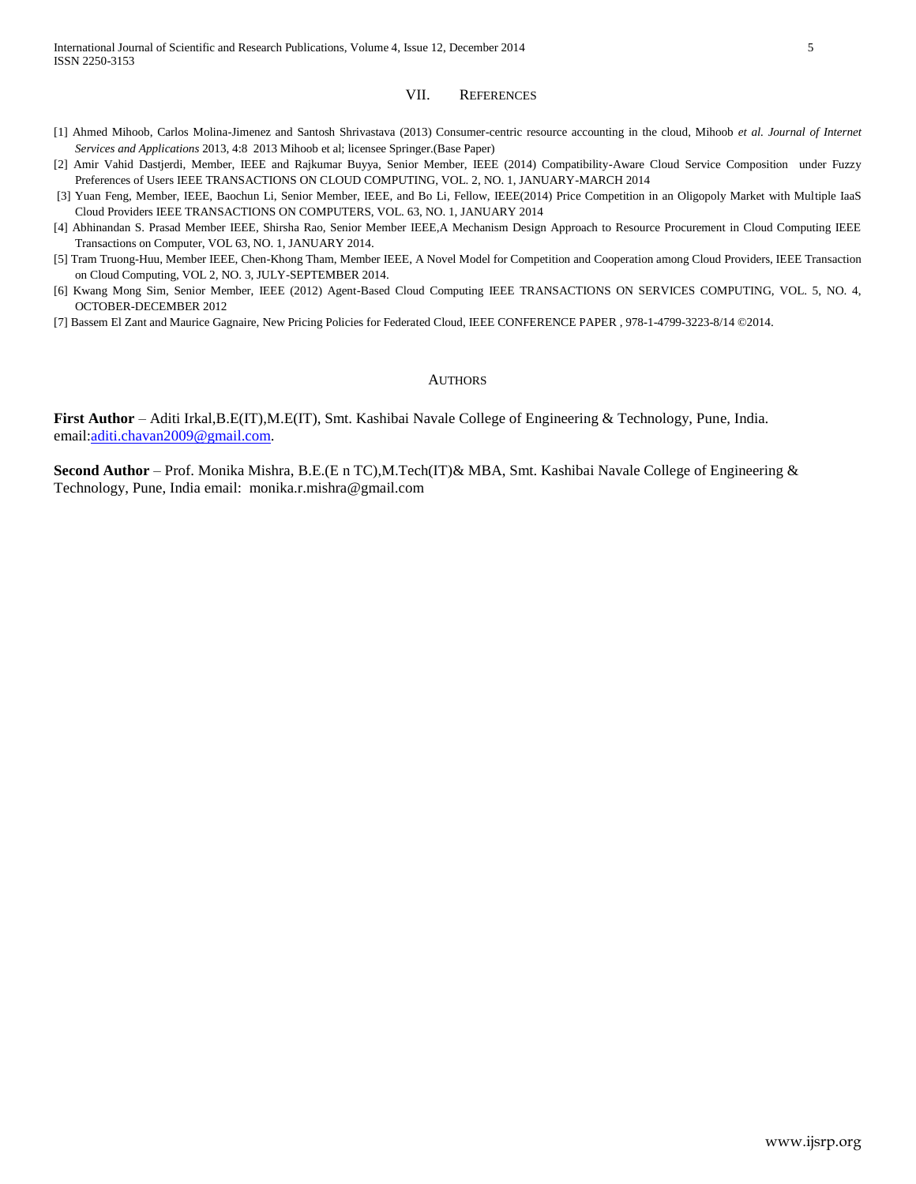## VII. References

[1] Ahmed Mihoob, Carlos Molina-Jimenez and Santosh Shrivastava (2013) Consumer-centric resource accounting in the cloud, Mihoob *et al. Journal of Internet Services and Applications* 2013, 4:8 2013 Mihoob et al; licensee Springer.(Base Paper)

[2] Amir Vahid Dastjerdi, Member, IEEE and Rajkumar Buyya, Senior Member, IEEE (2014) Compatibility-Aware Cloud Service Composition under Fuzzy Preferences of Users IEEE TRANSACTIONS ON CLOUD COMPUTING, VOL. 2, NO. 1, JANUARY-MARCH 2014

[3] Yuan Feng, Member, IEEE, Baochun Li, Senior Member, IEEE, and Bo Li, Fellow, IEEE(2014) Price Competition in an Oligopoly Market with Multiple IaaS Cloud Providers IEEE TRANSACTIONS ON COMPUTERS, VOL. 63, NO. 1, JANUARY 2014

[4] Abhinandan S. Prasad Member IEEE, Shirsha Rao, Senior Member IEEE,A Mechanism Design Approach to Resource Procurement in Cloud Computing IEEE Transactions on Computer, VOL 63, NO. 1, JANUARY 2014.

[5] Tram Truong-Huu, Member IEEE, Chen-Khong Tham, Member IEEE, A Novel Model for Competition and Cooperation among Cloud Providers, IEEE Transaction on Cloud Computing, VOL 2, NO. 3, JULY-SEPTEMBER 2014.

[6] Kwang Mong Sim, Senior Member, IEEE (2012) Agent-Based Cloud Computing IEEE TRANSACTIONS ON SERVICES COMPUTING, VOL. 5, NO. 4, OCTOBER-DECEMBER 2012

[7] Bassem El Zant and Maurice Gagnaire, New Pricing Policies for Federated Cloud, IEEE CONFERENCE PAPER , 978-1-4799-3223-8/14 ©2014.

## Authors

**First Author** – Aditi Irkal,B.E(IT),M.E(IT), Smt. Kashibai Navale College of Engineering & Technology, Pune, India. email:aditi.chavan2009@gmail.com.

**Second Author** – Prof. Monika Mishra, B.E.(E n TC),M.Tech(IT)& MBA, Smt. Kashibai Navale College of Engineering & Technology, Pune, India email: monika.r.mishra@gmail.com